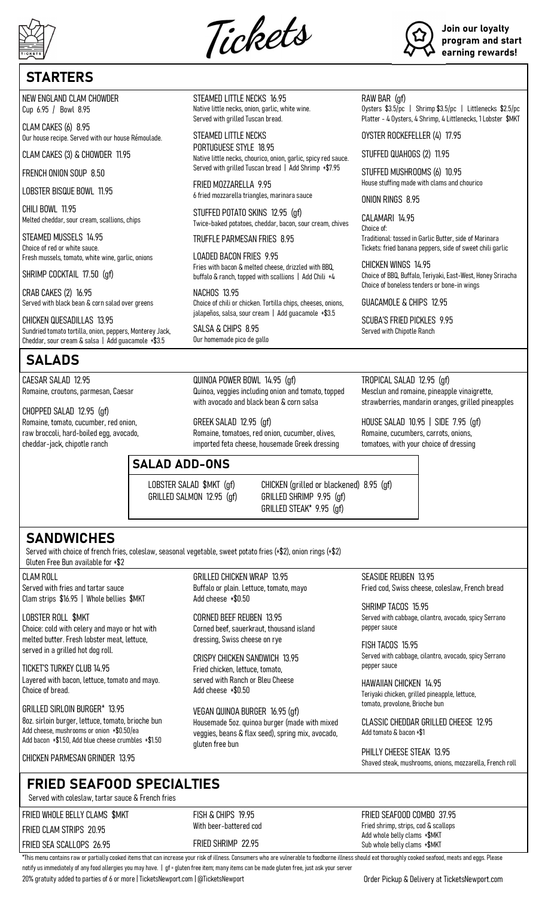# Tickets

**Join our loyalty program and start earning rewards!**

## STARTERS

NEW ENGLAND CLAM CHOWDER
Cup 6.95 / Bowl 8.95

CLAM CAKES (6) 8.95
Our house recipe. Served with our house Rémoulade.

CLAM CAKES (3) & CHOWDER 11.95

FRENCH ONION SOUP 8.50

LOBSTER BISQUE BOWL 11.95

CHILI BOWL 11.95
Melted cheddar, sour cream, scallions, chips

STEAMED MUSSELS 14.95
Choice of red or white sauce.
Fresh mussels, tomato, white wine, garlic, onions

SHRIMP COCKTAIL 17.50 (gf)

CRAB CAKES (2) 16.95
Served with black bean & corn salad over greens

CHICKEN QUESADILLAS 13.95
Sundried tomato tortilla, onion, peppers, Monterey Jack, Cheddar, sour cream & salsa | Add guacamole +$3.5

STEAMED LITTLE NECKS 16.95
Native little necks, onion, garlic, white wine. Served with grilled Tuscan bread.

STEAMED LITTLE NECKS PORTUGUESE STYLE 18.95
Native little necks, chourico, onion, garlic, spicy red sauce. Served with grilled Tuscan bread | Add Shrimp +$7.95

FRIED MOZZARELLA 9.95
6 fried mozzarella triangles, marinara sauce

STUFFED POTATO SKINS 12.95 (gf)
Twice-baked potatoes, cheddar, bacon, sour cream, chives

TRUFFLE PARMESAN FRIES 8.95

LOADED BACON FRIES 9.95
Fries with bacon & melted cheese, drizzled with BBQ, buffalo & ranch, topped with scallions | Add Chili +4

NACHOS 13.95
Choice of chili or chicken. Tortilla chips, cheeses, onions, jalapeños, salsa, sour cream | Add guacamole +$3.5

SALSA & CHIPS 8.95
Our homemade pico de gallo

RAW BAR (gf)
Oysters $3.5/pc | Shrimp $3.5/pc | Littlenecks $2.5/pc
Platter - 4 Oysters, 4 Shrimp, 4 Littlenecks, 1 Lobster $MKT

OYSTER ROCKEFELLER (4) 17.95

STUFFED QUAHOGS (2) 11.95

STUFFED MUSHROOMS (6) 10.95
House stuffing made with clams and chourico

ONION RINGS 8.95

CALAMARI 14.95
Choice of:
Traditional: tossed in Garlic Butter, side of Marinara
Tickets: fried banana peppers, side of sweet chili garlic

CHICKEN WINGS 14.95
Choice of BBQ, Buffalo, Teriyaki, East-West, Honey Sriracha
Choice of boneless tenders or bone-in wings

GUACAMOLE & CHIPS 12.95

SCUBA'S FRIED PICKLES 9.95
Served with Chipotle Ranch

## SALADS

CAESAR SALAD 12.95
Romaine, croutons, parmesan, Caesar

CHOPPED SALAD 12.95 (gf)
Romaine, tomato, cucumber, red onion, raw broccoli, hard-boiled egg, avocado, cheddar-jack, chipotle ranch

QUINOA POWER BOWL 14.95 (gf)
Quinoa, veggies including onion and tomato, topped with avocado and black bean & corn salsa

GREEK SALAD 12.95 (gf)
Romaine, tomatoes, red onion, cucumber, olives, imported feta cheese, housemade Greek dressing

TROPICAL SALAD 12.95 (gf)
Mesclun and romaine, pineapple vinaigrette, strawberries, mandarin oranges, grilled pineapples

HOUSE SALAD 10.95 | SIDE 7.95 (gf)
Romaine, cucumbers, carrots, onions, tomatoes, with your choice of dressing

### SALAD ADD-ONS

LOBSTER SALAD $MKT (gf)
GRILLED SALMON 12.95 (gf)
CHICKEN (grilled or blackened) 8.95 (gf)
GRILLED SHRIMP 9.95 (gf)
GRILLED STEAK* 9.95 (gf)

## SANDWICHES

Served with choice of french fries, coleslaw, seasonal vegetable, sweet potato fries (+$2), onion rings (+$2)
Gluten Free Bun available for +$2

CLAM ROLL
Served with fries and tartar sauce
Clam strips $16.95 | Whole bellies $MKT

LOBSTER ROLL $MKT
Choice: cold with celery and mayo or hot with melted butter. Fresh lobster meat, lettuce, served in a grilled hot dog roll.

TICKET'S TURKEY CLUB 14.95
Layered with bacon, lettuce, tomato and mayo. Choice of bread.

GRILLED SIRLOIN BURGER* 13.95
8oz. sirloin burger, lettuce, tomato, brioche bun
Add cheese, mushrooms or onion +$0.50/ea
Add bacon +$1.50, Add blue cheese crumbles +$1.50

CHICKEN PARMESAN GRINDER 13.95

GRILLED CHICKEN WRAP 13.95
Buffalo or plain. Lettuce, tomato, mayo
Add cheese +$0.50

CORNED BEEF REUBEN 13.95
Corned beef, sauerkraut, thousand island dressing, Swiss cheese on rye

CRISPY CHICKEN SANDWICH 13.95
Fried chicken, lettuce, tomato, served with Ranch or Bleu Cheese
Add cheese +$0.50

VEGAN QUINOA BURGER 16.95 (gf)
Housemade 5oz. quinoa burger (made with mixed veggies, beans & flax seed), spring mix, avocado, gluten free bun

SEASIDE REUBEN 13.95
Fried cod, Swiss cheese, coleslaw, French bread

SHRIMP TACOS 15.95
Served with cabbage, cilantro, avocado, spicy Serrano pepper sauce

FISH TACOS 15.95
Served with cabbage, cilantro, avocado, spicy Serrano pepper sauce

HAWAIIAN CHICKEN 14.95
Teriyaki chicken, grilled pineapple, lettuce, tomato, provolone, Brioche bun

CLASSIC CHEDDAR GRILLED CHEESE 12.95
Add tomato & bacon +$1

PHILLY CHEESE STEAK 13.95
Shaved steak, mushrooms, onions, mozzarella, French roll

## FRIED SEAFOOD SPECIALTIES

Served with coleslaw, tartar sauce & French fries

FRIED WHOLE BELLY CLAMS $MKT

FRIED CLAM STRIPS 20.95

FRIED SEA SCALLOPS 26.95

FISH & CHIPS 19.95
With beer-battered cod

FRIED SHRIMP 22.95

FRIED SEAFOOD COMBO 37.95
Fried shrimp, strips, cod & scallops
Add whole belly clams +$MKT
Sub whole belly clams +$MKT

*This menu contains raw or partially cooked items that can increase your risk of illness. Consumers who are vulnerable to foodborne illness should eat thoroughly cooked seafood, meats and eggs. Please notify us immediately of any food allergies you may have. | gf = gluten free item; many items can be made gluten free, just ask your server

20% gratuity added to parties of 6 or more | TicketsNewport.com | @TicketsNewport

Order Pickup & Delivery at TicketsNewport.com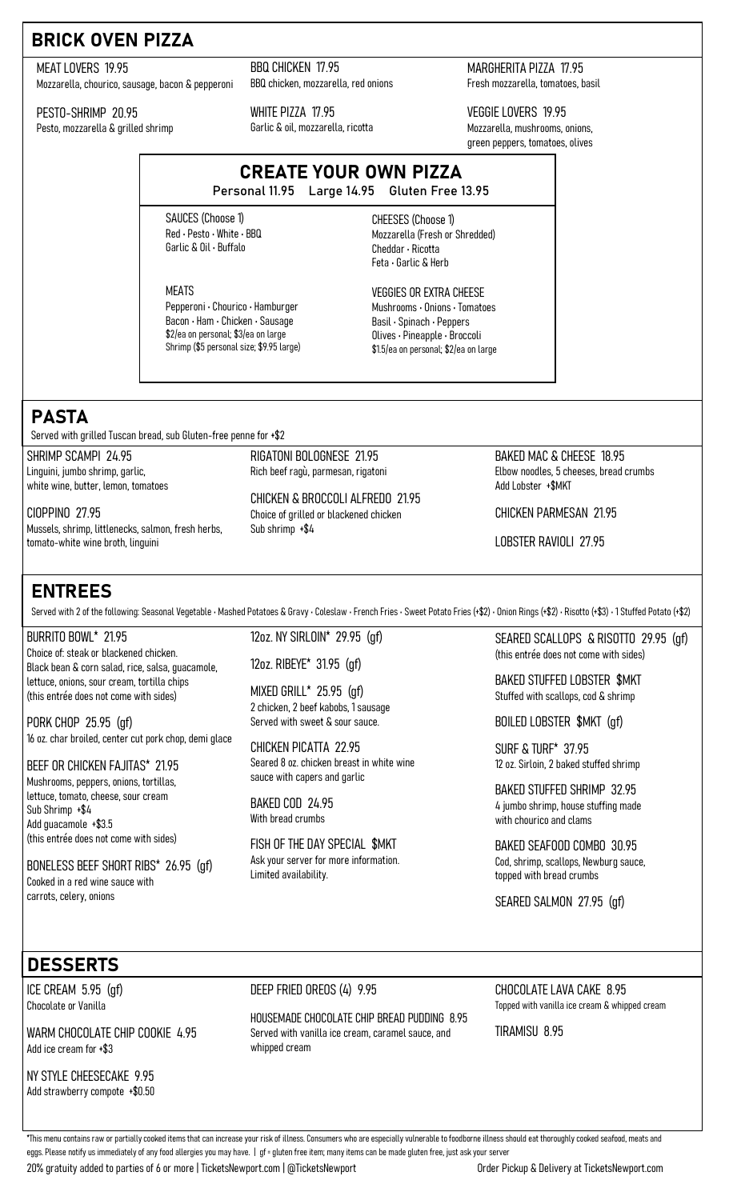## BRICK OVEN PIZZA

MEAT LOVERS 19.95
Mozzarella, chourico, sausage, bacon & pepperoni

PESTO-SHRIMP 20.95
Pesto, mozzarella & grilled shrimp

BBQ CHICKEN 17.95
BBQ chicken, mozzarella, red onions

WHITE PIZZA 17.95
Garlic & oil, mozzarella, ricotta

MARGHERITA PIZZA 17.95
Fresh mozzarella, tomatoes, basil

VEGGIE LOVERS 19.95
Mozzarella, mushrooms, onions, green peppers, tomatoes, olives

### CREATE YOUR OWN PIZZA

Personal 11.95 Large 14.95 Gluten Free 13.95

SAUCES (Choose 1)
Red • Pesto • White • BBQ
Garlic & Oil • Buffalo

CHEESES (Choose 1)
Mozzarella (Fresh or Shredded)
Cheddar • Ricotta
Feta • Garlic & Herb

MEATS
Pepperoni • Chourico • Hamburger
Bacon • Ham • Chicken • Sausage
$2/ea on personal; $3/ea on large
Shrimp ($5 personal size; $9.95 large)

VEGGIES OR EXTRA CHEESE
Mushrooms • Onions • Tomatoes
Basil • Spinach • Peppers
Olives • Pineapple • Broccoli
$1.5/ea on personal; $2/ea on large

## PASTA

Served with grilled Tuscan bread, sub Gluten-free penne for +$2

SHRIMP SCAMPI 24.95
Linguini, jumbo shrimp, garlic, white wine, butter, lemon, tomatoes

CIOPPINO 27.95
Mussels, shrimp, littlenecks, salmon, fresh herbs, tomato-white wine broth, linguini

RIGATONI BOLOGNESE 21.95
Rich beef ragù, parmesan, rigatoni

CHICKEN & BROCCOLI ALFREDO 21.95
Choice of grilled or blackened chicken
Sub shrimp +$4

BAKED MAC & CHEESE 18.95
Elbow noodles, 5 cheeses, bread crumbs
Add Lobster +$MKT

CHICKEN PARMESAN 21.95

LOBSTER RAVIOLI 27.95

## ENTREES

Served with 2 of the following: Seasonal Vegetable • Mashed Potatoes & Gravy • Coleslaw • French Fries • Sweet Potato Fries (+$2) • Onion Rings (+$2) • Risotto (+$3) • 1 Stuffed Potato (+$2)

BURRITO BOWL* 21.95
Choice of: steak or blackened chicken.
Black bean & corn salad, rice, salsa, guacamole, lettuce, onions, sour cream, tortilla chips
(this entrée does not come with sides)

PORK CHOP 25.95 (gf)
16 oz. char broiled, center cut pork chop, demi glace

BEEF OR CHICKEN FAJITAS* 21.95
Mushrooms, peppers, onions, tortillas, lettuce, tomato, cheese, sour cream
Sub Shrimp +$4
Add guacamole +$3.5
(this entrée does not come with sides)

BONELESS BEEF SHORT RIBS* 26.95 (gf)
Cooked in a red wine sauce with carrots, celery, onions

12oz. NY SIRLOIN* 29.95 (gf)

12oz. RIBEYE* 31.95 (gf)

MIXED GRILL* 25.95 (gf)
2 chicken, 2 beef kabobs, 1 sausage
Served with sweet & sour sauce.

CHICKEN PICATTA 22.95
Seared 8 oz. chicken breast in white wine sauce with capers and garlic

BAKED COD 24.95
With bread crumbs

FISH OF THE DAY SPECIAL $MKT
Ask your server for more information.
Limited availability.

SEARED SCALLOPS & RISOTTO 29.95 (gf)
(this entrée does not come with sides)

BAKED STUFFED LOBSTER $MKT
Stuffed with scallops, cod & shrimp

BOILED LOBSTER $MKT (gf)

SURF & TURF* 37.95
12 oz. Sirloin, 2 baked stuffed shrimp

BAKED STUFFED SHRIMP 32.95
4 jumbo shrimp, house stuffing made with chourico and clams

BAKED SEAFOOD COMBO 30.95
Cod, shrimp, scallops, Newburg sauce, topped with bread crumbs

SEARED SALMON 27.95 (gf)

## DESSERTS

ICE CREAM 5.95 (gf)
Chocolate or Vanilla

WARM CHOCOLATE CHIP COOKIE 4.95
Add ice cream for +$3

NY STYLE CHEESECAKE 9.95
Add strawberry compote +$0.50

DEEP FRIED OREOS (4) 9.95

HOUSEMADE CHOCOLATE CHIP BREAD PUDDING 8.95
Served with vanilla ice cream, caramel sauce, and whipped cream

CHOCOLATE LAVA CAKE 8.95
Topped with vanilla ice cream & whipped cream

TIRAMISU 8.95

*This menu contains raw or partially cooked items that can increase your risk of illness. Consumers who are especially vulnerable to foodborne illness should eat thoroughly cooked seafood, meats and eggs. Please notify us immediately of any food allergies you may have. | gf = gluten free item; many items can be made gluten free, just ask your server

20% gratuity added to parties of 6 or more | TicketsNewport.com | @TicketsNewport

Order Pickup & Delivery at TicketsNewport.com